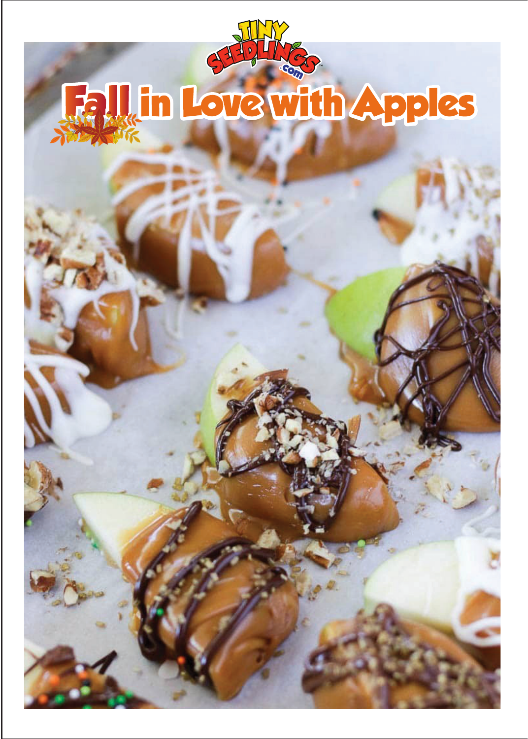TINY SEEDLINGS .com

# Fall in Love with Apples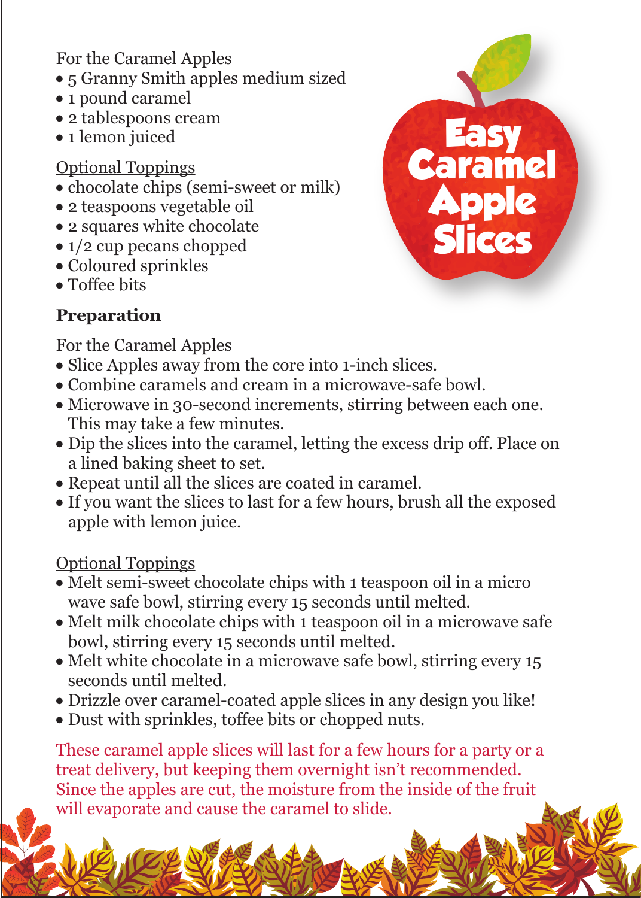# Easy Caramel Apple Slices

For the Caramel Apples

- 5 Granny Smith apples medium sized
- 1 pound caramel
- 2 tablespoons cream
- 1 lemon juiced

Optional Toppings

- chocolate chips (semi-sweet or milk)
- 2 teaspoons vegetable oil
- 2 squares white chocolate
- 1/2 cup pecans chopped
- Coloured sprinkles
- Toffee bits

## Preparation

For the Caramel Apples

- Slice Apples away from the core into 1-inch slices.
- Combine caramels and cream in a microwave-safe bowl.
- Microwave in 30-second increments, stirring between each one. This may take a few minutes.
- Dip the slices into the caramel, letting the excess drip off. Place on a lined baking sheet to set.
- Repeat until all the slices are coated in caramel.
- If you want the slices to last for a few hours, brush all the exposed apple with lemon juice.

Optional Toppings

- Melt semi-sweet chocolate chips with 1 teaspoon oil in a micro wave safe bowl, stirring every 15 seconds until melted.
- Melt milk chocolate chips with 1 teaspoon oil in a microwave safe bowl, stirring every 15 seconds until melted.
- Melt white chocolate in a microwave safe bowl, stirring every 15 seconds until melted.
- Drizzle over caramel-coated apple slices in any design you like!
- Dust with sprinkles, toffee bits or chopped nuts.

These caramel apple slices will last for a few hours for a party or a treat delivery, but keeping them overnight isn't recommended. Since the apples are cut, the moisture from the inside of the fruit will evaporate and cause the caramel to slide.